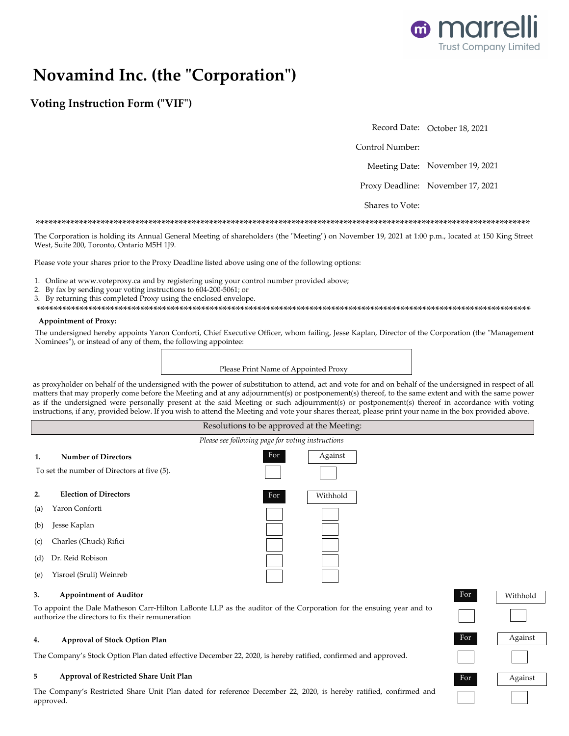marrelli
Trust Company Limited

# Novamind Inc. (the "Corporation")

## Voting Instruction Form ("VIF")

Record Date: October 18, 2021

Control Number:

Meeting Date: November 19, 2021

Proxy Deadline: November 17, 2021

Shares to Vote:

The Corporation is holding its Annual General Meeting of shareholders (the "Meeting") on November 19, 2021 at 1:00 p.m., located at 150 King Street West, Suite 200, Toronto, Ontario M5H 1J9.

Please vote your shares prior to the Proxy Deadline listed above using one of the following options:

1. Online at www.voteproxy.ca and by registering using your control number provided above;
2. By fax by sending your voting instructions to 604-200-5061; or
3. By returning this completed Proxy using the enclosed envelope.

**Appointment of Proxy:**

The undersigned hereby appoints Yaron Conforti, Chief Executive Officer, whom failing, Jesse Kaplan, Director of the Corporation (the "Management Nominees"), or instead of any of them, the following appointee:

Please Print Name of Appointed Proxy

as proxyholder on behalf of the undersigned with the power of substitution to attend, act and vote for and on behalf of the undersigned in respect of all matters that may properly come before the Meeting and at any adjournment(s) or postponement(s) thereof, to the same extent and with the same power as if the undersigned were personally present at the said Meeting or such adjournment(s) or postponement(s) thereof in accordance with voting instructions, if any, provided below. If you wish to attend the Meeting and vote your shares thereat, please print your name in the box provided above.

### Resolutions to be approved at the Meeting:

*Please see following page for voting instructions*

| **1. Number of Directors** | For | Against |
|---|---|---|
| To set the number of Directors at five (5). | ☐ | ☐ |

| **2. Election of Directors** | For | Withhold |
|---|---|---|
| (a) Yaron Conforti | ☐ | ☐ |
| (b) Jesse Kaplan | ☐ | ☐ |
| (c) Charles (Chuck) Rifici | ☐ | ☐ |
| (d) Dr. Reid Robison | ☐ | ☐ |
| (e) Yisroel (Sruli) Weinreb | ☐ | ☐ |

| **3. Appointment of Auditor** | For | Withhold |
|---|---|---|
| To appoint the Dale Matheson Carr-Hilton LaBonte LLP as the auditor of the Corporation for the ensuing year and to authorize the directors to fix their remuneration | ☐ | ☐ |

| **4. Approval of Stock Option Plan** | For | Against |
|---|---|---|
| The Company's Stock Option Plan dated effective December 22, 2020, is hereby ratified, confirmed and approved. | ☐ | ☐ |

| **5 Approval of Restricted Share Unit Plan** | For | Against |
|---|---|---|
| The Company's Restricted Share Unit Plan dated for reference December 22, 2020, is hereby ratified, confirmed and approved. | ☐ | ☐ |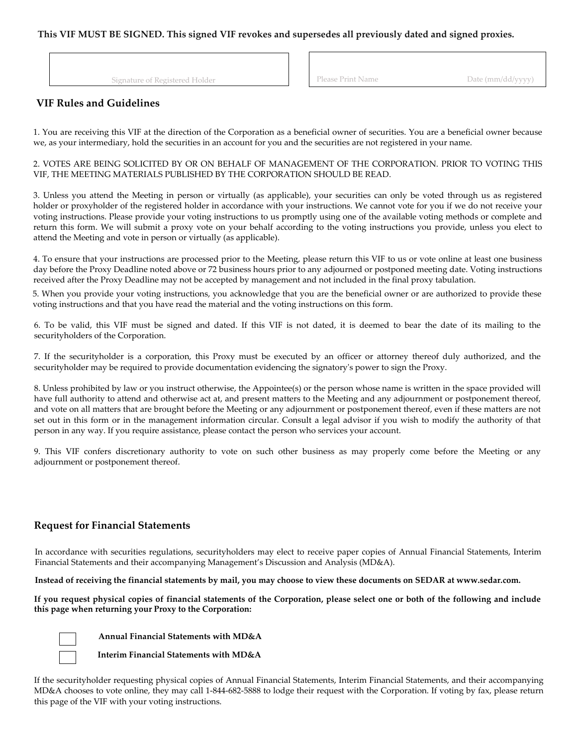**This VIF MUST BE SIGNED. This signed VIF revokes and supersedes all previously dated and signed proxies.**

| Signature of Registered Holder | Please Print Name | Date (mm/dd/yyyy) |
| --- | --- | --- |
| | | |

## VIF Rules and Guidelines

1. You are receiving this VIF at the direction of the Corporation as a beneficial owner of securities. You are a beneficial owner because we, as your intermediary, hold the securities in an account for you and the securities are not registered in your name.

2. VOTES ARE BEING SOLICITED BY OR ON BEHALF OF MANAGEMENT OF THE CORPORATION. PRIOR TO VOTING THIS VIF, THE MEETING MATERIALS PUBLISHED BY THE CORPORATION SHOULD BE READ.

3. Unless you attend the Meeting in person or virtually (as applicable), your securities can only be voted through us as registered holder or proxyholder of the registered holder in accordance with your instructions. We cannot vote for you if we do not receive your voting instructions. Please provide your voting instructions to us promptly using one of the available voting methods or complete and return this form. We will submit a proxy vote on your behalf according to the voting instructions you provide, unless you elect to attend the Meeting and vote in person or virtually (as applicable).

4. To ensure that your instructions are processed prior to the Meeting, please return this VIF to us or vote online at least one business day before the Proxy Deadline noted above or 72 business hours prior to any adjourned or postponed meeting date. Voting instructions received after the Proxy Deadline may not be accepted by management and not included in the final proxy tabulation.

5. When you provide your voting instructions, you acknowledge that you are the beneficial owner or are authorized to provide these voting instructions and that you have read the material and the voting instructions on this form.

6. To be valid, this VIF must be signed and dated. If this VIF is not dated, it is deemed to bear the date of its mailing to the securityholders of the Corporation.

7. If the securityholder is a corporation, this Proxy must be executed by an officer or attorney thereof duly authorized, and the securityholder may be required to provide documentation evidencing the signatory's power to sign the Proxy.

8. Unless prohibited by law or you instruct otherwise, the Appointee(s) or the person whose name is written in the space provided will have full authority to attend and otherwise act at, and present matters to the Meeting and any adjournment or postponement thereof, and vote on all matters that are brought before the Meeting or any adjournment or postponement thereof, even if these matters are not set out in this form or in the management information circular. Consult a legal advisor if you wish to modify the authority of that person in any way. If you require assistance, please contact the person who services your account.

9. This VIF confers discretionary authority to vote on such other business as may properly come before the Meeting or any adjournment or postponement thereof.

## Request for Financial Statements

In accordance with securities regulations, securityholders may elect to receive paper copies of Annual Financial Statements, Interim Financial Statements and their accompanying Management's Discussion and Analysis (MD&A).

**Instead of receiving the financial statements by mail, you may choose to view these documents on SEDAR at www.sedar.com.**

**If you request physical copies of financial statements of the Corporation, please select one or both of the following and include this page when returning your Proxy to the Corporation:**

- ☐ **Annual Financial Statements with MD&A**
- ☐ **Interim Financial Statements with MD&A**

If the securityholder requesting physical copies of Annual Financial Statements, Interim Financial Statements, and their accompanying MD&A chooses to vote online, they may call 1-844-682-5888 to lodge their request with the Corporation. If voting by fax, please return this page of the VIF with your voting instructions.